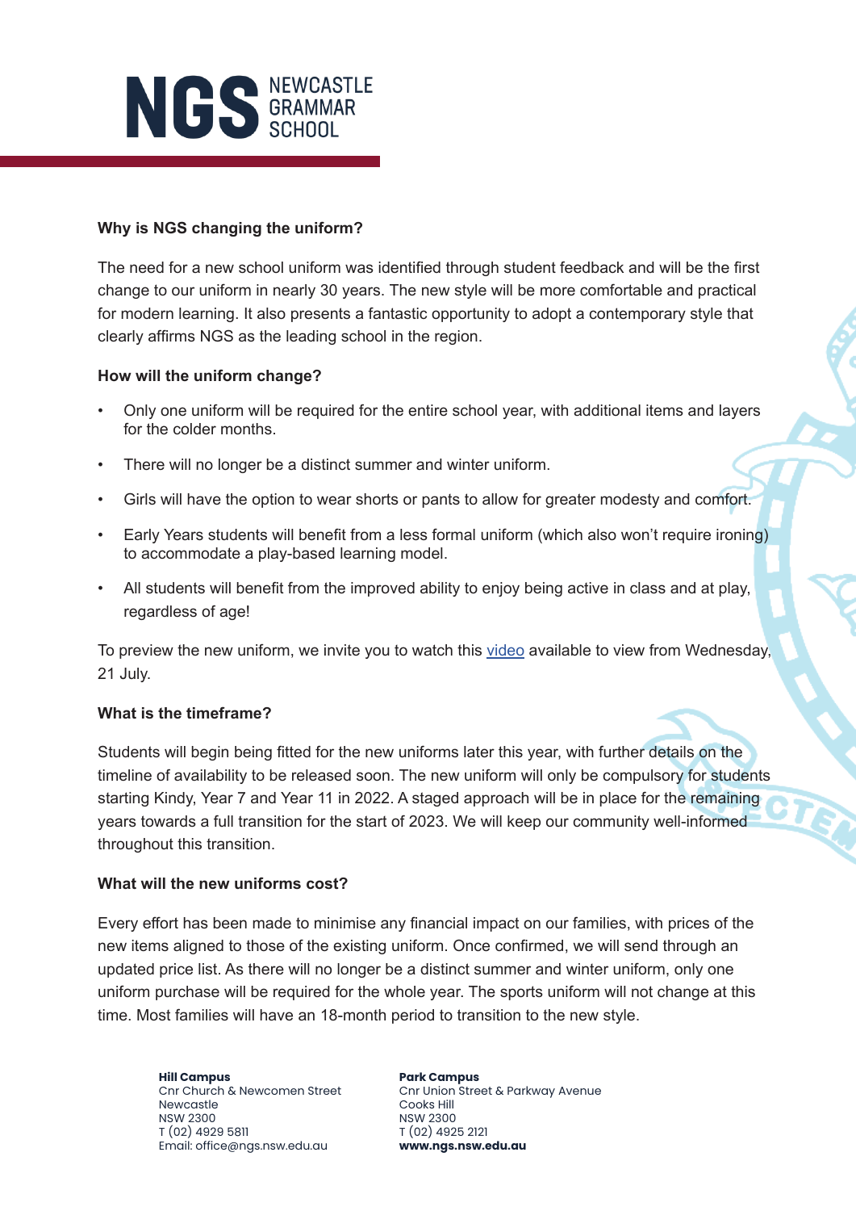NGS NEWCASTLE GRAMMAR SCHOOL

**Why is NGS changing the uniform?**

The need for a new school uniform was identified through student feedback and will be the first change to our uniform in nearly 30 years. The new style will be more comfortable and practical for modern learning. It also presents a fantastic opportunity to adopt a contemporary style that clearly affirms NGS as the leading school in the region.

**How will the uniform change?**

- Only one uniform will be required for the entire school year, with additional items and layers for the colder months.
- There will no longer be a distinct summer and winter uniform.
- Girls will have the option to wear shorts or pants to allow for greater modesty and comfort.
- Early Years students will benefit from a less formal uniform (which also won't require ironing) to accommodate a play-based learning model.
- All students will benefit from the improved ability to enjoy being active in class and at play, regardless of age!

To preview the new uniform, we invite you to watch this video available to view from Wednesday, 21 July.

**What is the timeframe?**

Students will begin being fitted for the new uniforms later this year, with further details on the timeline of availability to be released soon. The new uniform will only be compulsory for students starting Kindy, Year 7 and Year 11 in 2022. A staged approach will be in place for the remaining years towards a full transition for the start of 2023. We will keep our community well-informed throughout this transition.

**What will the new uniforms cost?**

Every effort has been made to minimise any financial impact on our families, with prices of the new items aligned to those of the existing uniform. Once confirmed, we will send through an updated price list. As there will no longer be a distinct summer and winter uniform, only one uniform purchase will be required for the whole year. The sports uniform will not change at this time. Most families will have an 18-month period to transition to the new style.

**Hill Campus**
Cnr Church & Newcomen Street
Newcastle
NSW 2300
T (02) 4929 5811
Email: office@ngs.nsw.edu.au

**Park Campus**
Cnr Union Street & Parkway Avenue
Cooks Hill
NSW 2300
T (02) 4925 2121
**www.ngs.nsw.edu.au**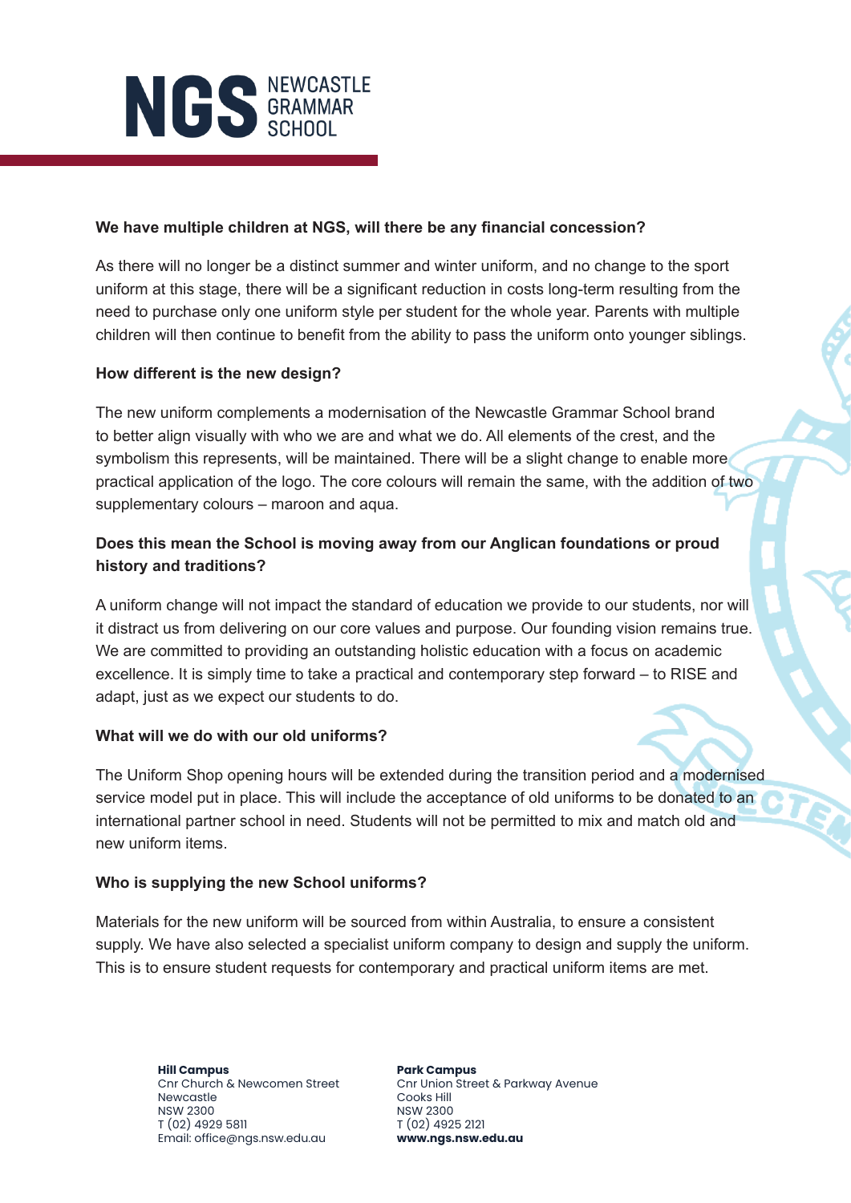**We have multiple children at NGS, will there be any financial concession?**

As there will no longer be a distinct summer and winter uniform, and no change to the sport uniform at this stage, there will be a significant reduction in costs long-term resulting from the need to purchase only one uniform style per student for the whole year. Parents with multiple children will then continue to benefit from the ability to pass the uniform onto younger siblings.

**How different is the new design?**

The new uniform complements a modernisation of the Newcastle Grammar School brand to better align visually with who we are and what we do. All elements of the crest, and the symbolism this represents, will be maintained. There will be a slight change to enable more practical application of the logo. The core colours will remain the same, with the addition of two supplementary colours – maroon and aqua.

**Does this mean the School is moving away from our Anglican foundations or proud history and traditions?**

A uniform change will not impact the standard of education we provide to our students, nor will it distract us from delivering on our core values and purpose. Our founding vision remains true. We are committed to providing an outstanding holistic education with a focus on academic excellence. It is simply time to take a practical and contemporary step forward – to RISE and adapt, just as we expect our students to do.

**What will we do with our old uniforms?**

The Uniform Shop opening hours will be extended during the transition period and a modernised service model put in place. This will include the acceptance of old uniforms to be donated to an international partner school in need. Students will not be permitted to mix and match old and new uniform items.

**Who is supplying the new School uniforms?**

Materials for the new uniform will be sourced from within Australia, to ensure a consistent supply. We have also selected a specialist uniform company to design and supply the uniform. This is to ensure student requests for contemporary and practical uniform items are met.

**Hill Campus**
Cnr Church & Newcomen Street
Newcastle
NSW 2300
T (02) 4929 5811
Email: office@ngs.nsw.edu.au

**Park Campus**
Cnr Union Street & Parkway Avenue
Cooks Hill
NSW 2300
T (02) 4925 2121
**www.ngs.nsw.edu.au**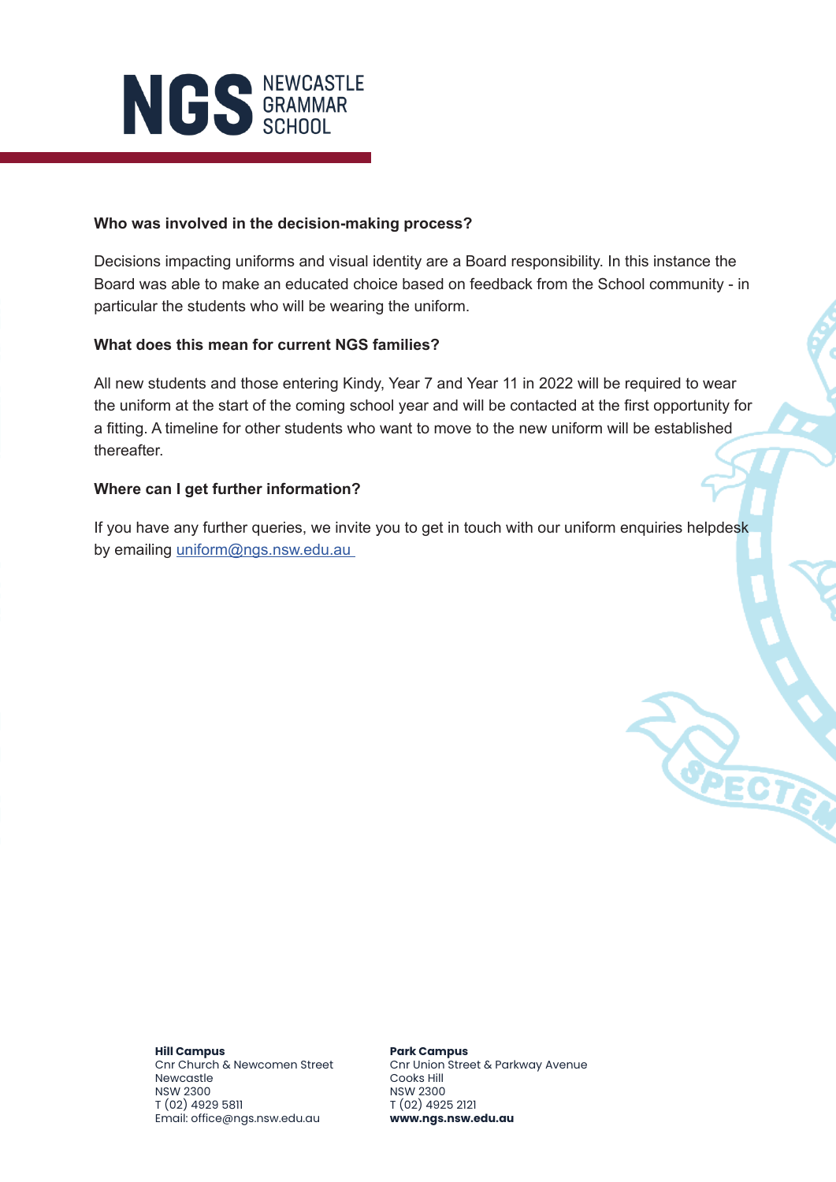### Who was involved in the decision-making process?

Decisions impacting uniforms and visual identity are a Board responsibility. In this instance the Board was able to make an educated choice based on feedback from the School community - in particular the students who will be wearing the uniform.

### What does this mean for current NGS families?

All new students and those entering Kindy, Year 7 and Year 11 in 2022 will be required to wear the uniform at the start of the coming school year and will be contacted at the first opportunity for a fitting. A timeline for other students who want to move to the new uniform will be established thereafter.

### Where can I get further information?

If you have any further queries, we invite you to get in touch with our uniform enquiries helpdesk by emailing [uniform@ngs.nsw.edu.au](mailto:uniform@ngs.nsw.edu.au)

**Hill Campus**
Cnr Church & Newcomen Street
Newcastle
NSW 2300
T (02) 4929 5811
Email: office@ngs.nsw.edu.au

**Park Campus**
Cnr Union Street & Parkway Avenue
Cooks Hill
NSW 2300
T (02) 4925 2121
**www.ngs.nsw.edu.au**